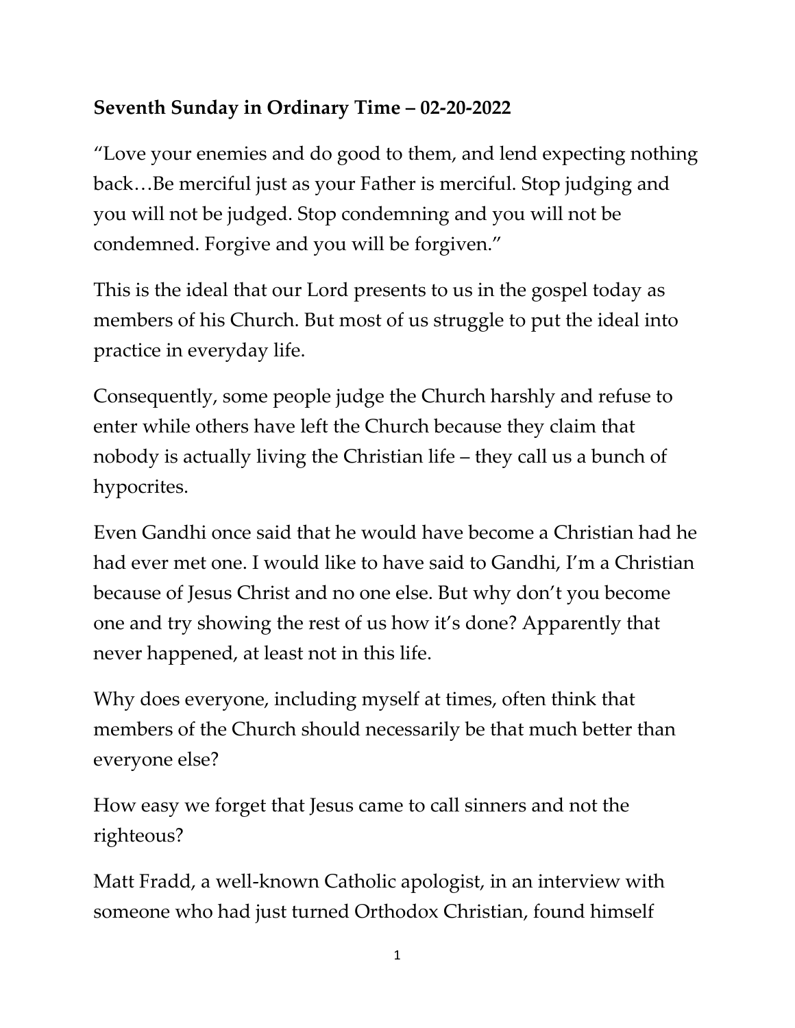**Seventh Sunday in Ordinary Time – 02-20-2022**

"Love your enemies and do good to them, and lend expecting nothing back…Be merciful just as your Father is merciful. Stop judging and you will not be judged. Stop condemning and you will not be condemned. Forgive and you will be forgiven."

This is the ideal that our Lord presents to us in the gospel today as members of his Church. But most of us struggle to put the ideal into practice in everyday life.

Consequently, some people judge the Church harshly and refuse to enter while others have left the Church because they claim that nobody is actually living the Christian life – they call us a bunch of hypocrites.

Even Gandhi once said that he would have become a Christian had he had ever met one. I would like to have said to Gandhi, I'm a Christian because of Jesus Christ and no one else. But why don't you become one and try showing the rest of us how it's done? Apparently that never happened, at least not in this life.

Why does everyone, including myself at times, often think that members of the Church should necessarily be that much better than everyone else?

How easy we forget that Jesus came to call sinners and not the righteous?

Matt Fradd, a well-known Catholic apologist, in an interview with someone who had just turned Orthodox Christian, found himself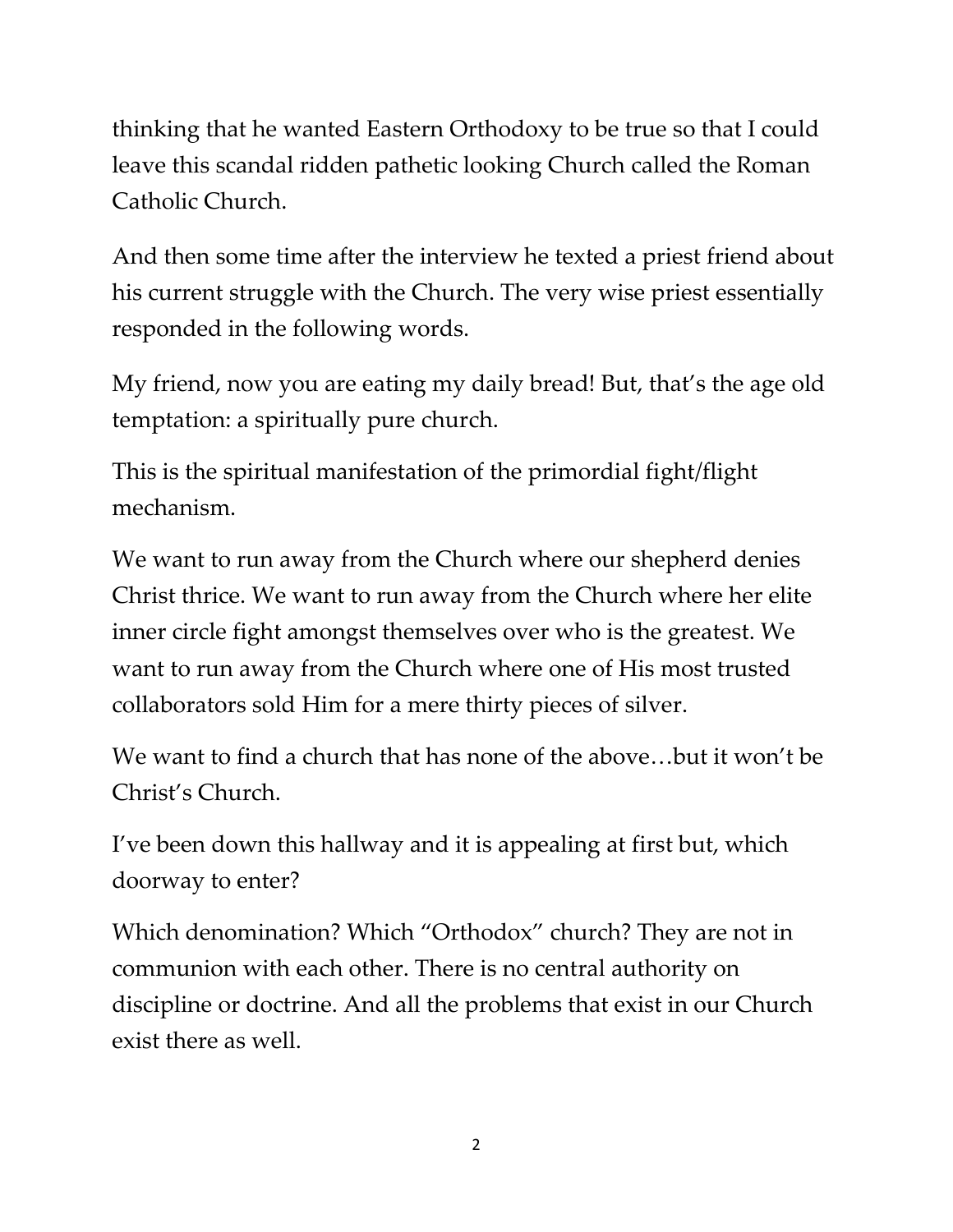thinking that he wanted Eastern Orthodoxy to be true so that I could leave this scandal ridden pathetic looking Church called the Roman Catholic Church.

And then some time after the interview he texted a priest friend about his current struggle with the Church. The very wise priest essentially responded in the following words.

My friend, now you are eating my daily bread! But, that's the age old temptation: a spiritually pure church.

This is the spiritual manifestation of the primordial fight/flight mechanism.

We want to run away from the Church where our shepherd denies Christ thrice. We want to run away from the Church where her elite inner circle fight amongst themselves over who is the greatest. We want to run away from the Church where one of His most trusted collaborators sold Him for a mere thirty pieces of silver.

We want to find a church that has none of the above…but it won't be Christ's Church.

I've been down this hallway and it is appealing at first but, which doorway to enter?

Which denomination? Which "Orthodox" church? They are not in communion with each other. There is no central authority on discipline or doctrine. And all the problems that exist in our Church exist there as well.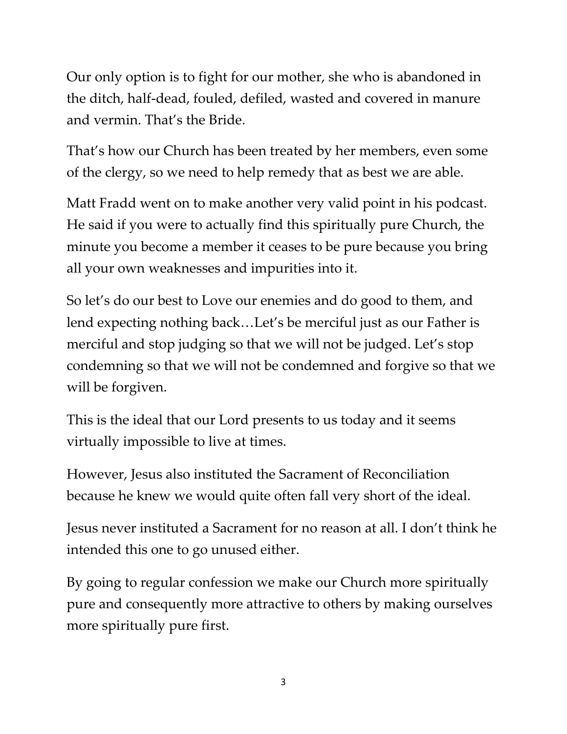Our only option is to fight for our mother, she who is abandoned in the ditch, half-dead, fouled, defiled, wasted and covered in manure and vermin. That's the Bride.

That's how our Church has been treated by her members, even some of the clergy, so we need to help remedy that as best we are able.

Matt Fradd went on to make another very valid point in his podcast. He said if you were to actually find this spiritually pure Church, the minute you become a member it ceases to be pure because you bring all your own weaknesses and impurities into it.

So let's do our best to Love our enemies and do good to them, and lend expecting nothing back…Let's be merciful just as our Father is merciful and stop judging so that we will not be judged. Let's stop condemning so that we will not be condemned and forgive so that we will be forgiven.

This is the ideal that our Lord presents to us today and it seems virtually impossible to live at times.

However, Jesus also instituted the Sacrament of Reconciliation because he knew we would quite often fall very short of the ideal.

Jesus never instituted a Sacrament for no reason at all. I don't think he intended this one to go unused either.

By going to regular confession we make our Church more spiritually pure and consequently more attractive to others by making ourselves more spiritually pure first.